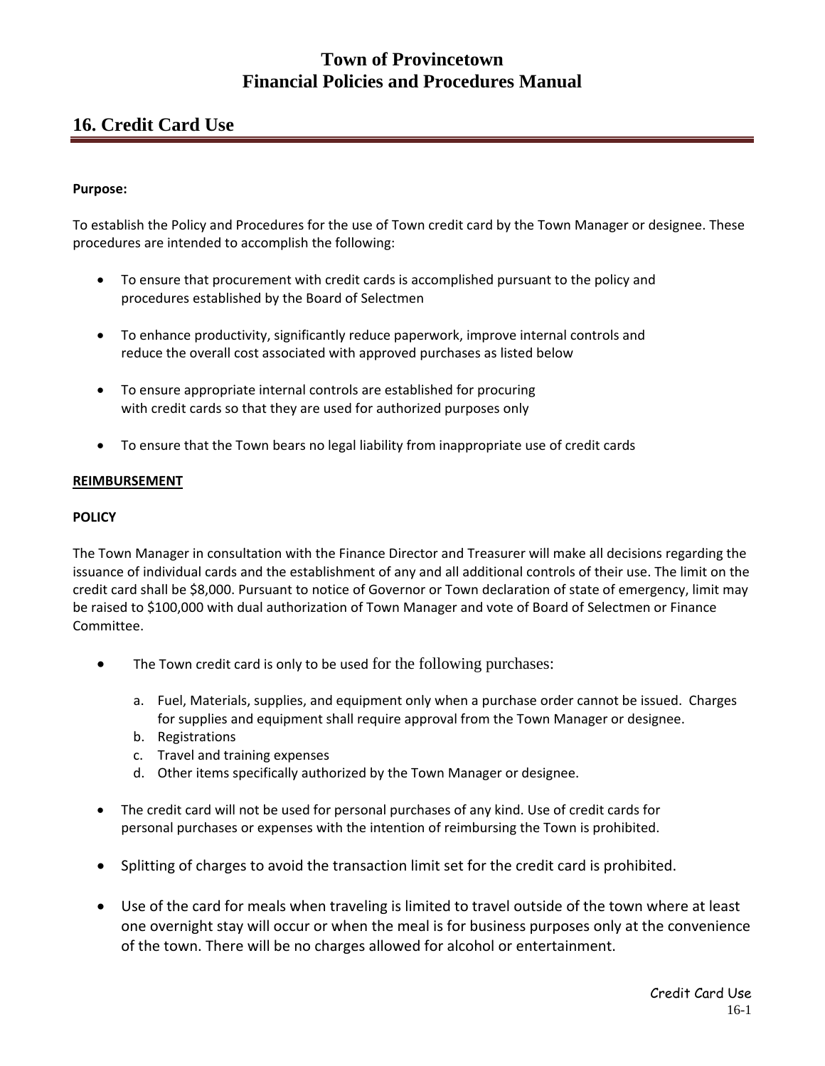# Town of Provincetown
# Financial Policies and Procedures Manual

## 16. Credit Card Use

**Purpose:**

To establish the Policy and Procedures for the use of Town credit card by the Town Manager or designee. These procedures are intended to accomplish the following:

- To ensure that procurement with credit cards is accomplished pursuant to the policy and procedures established by the Board of Selectmen
- To enhance productivity, significantly reduce paperwork, improve internal controls and reduce the overall cost associated with approved purchases as listed below
- To ensure appropriate internal controls are established for procuring with credit cards so that they are used for authorized purposes only
- To ensure that the Town bears no legal liability from inappropriate use of credit cards

**REIMBURSEMENT**

**POLICY**

The Town Manager in consultation with the Finance Director and Treasurer will make all decisions regarding the issuance of individual cards and the establishment of any and all additional controls of their use. The limit on the credit card shall be $8,000. Pursuant to notice of Governor or Town declaration of state of emergency, limit may be raised to $100,000 with dual authorization of Town Manager and vote of Board of Selectmen or Finance Committee.

- The Town credit card is only to be used for the following purchases:
  a. Fuel, Materials, supplies, and equipment only when a purchase order cannot be issued. Charges for supplies and equipment shall require approval from the Town Manager or designee.
  b. Registrations
  c. Travel and training expenses
  d. Other items specifically authorized by the Town Manager or designee.
- The credit card will not be used for personal purchases of any kind. Use of credit cards for personal purchases or expenses with the intention of reimbursing the Town is prohibited.
- Splitting of charges to avoid the transaction limit set for the credit card is prohibited.
- Use of the card for meals when traveling is limited to travel outside of the town where at least one overnight stay will occur or when the meal is for business purposes only at the convenience of the town. There will be no charges allowed for alcohol or entertainment.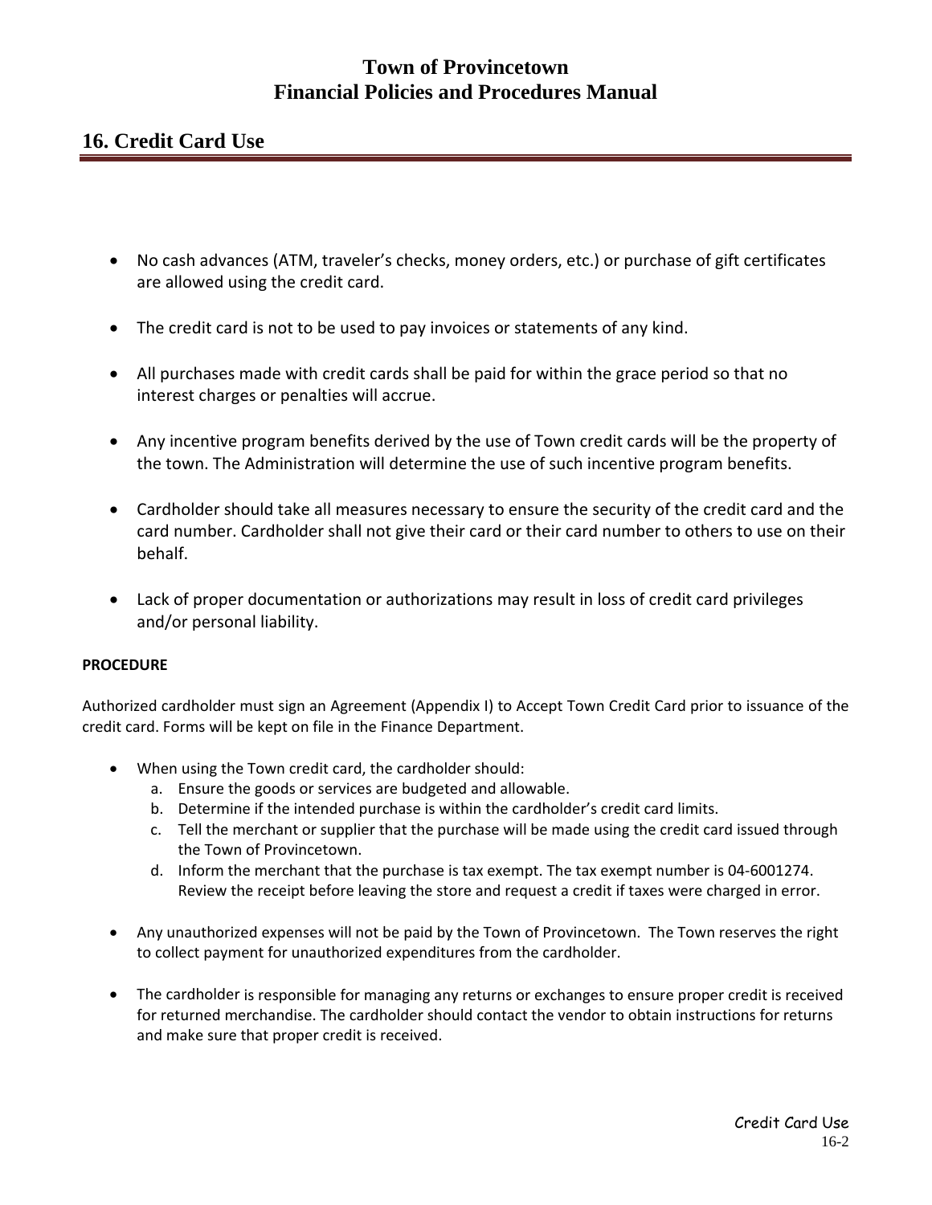## 16. Credit Card Use

- No cash advances (ATM, traveler's checks, money orders, etc.) or purchase of gift certificates are allowed using the credit card.
- The credit card is not to be used to pay invoices or statements of any kind.
- All purchases made with credit cards shall be paid for within the grace period so that no interest charges or penalties will accrue.
- Any incentive program benefits derived by the use of Town credit cards will be the property of the town. The Administration will determine the use of such incentive program benefits.
- Cardholder should take all measures necessary to ensure the security of the credit card and the card number. Cardholder shall not give their card or their card number to others to use on their behalf.
- Lack of proper documentation or authorizations may result in loss of credit card privileges and/or personal liability.

**PROCEDURE**

Authorized cardholder must sign an Agreement (Appendix I) to Accept Town Credit Card prior to issuance of the credit card. Forms will be kept on file in the Finance Department.

- When using the Town credit card, the cardholder should:
  a. Ensure the goods or services are budgeted and allowable.
  b. Determine if the intended purchase is within the cardholder's credit card limits.
  c. Tell the merchant or supplier that the purchase will be made using the credit card issued through the Town of Provincetown.
  d. Inform the merchant that the purchase is tax exempt. The tax exempt number is 04-6001274. Review the receipt before leaving the store and request a credit if taxes were charged in error.
- Any unauthorized expenses will not be paid by the Town of Provincetown. The Town reserves the right to collect payment for unauthorized expenditures from the cardholder.
- The cardholder is responsible for managing any returns or exchanges to ensure proper credit is received for returned merchandise. The cardholder should contact the vendor to obtain instructions for returns and make sure that proper credit is received.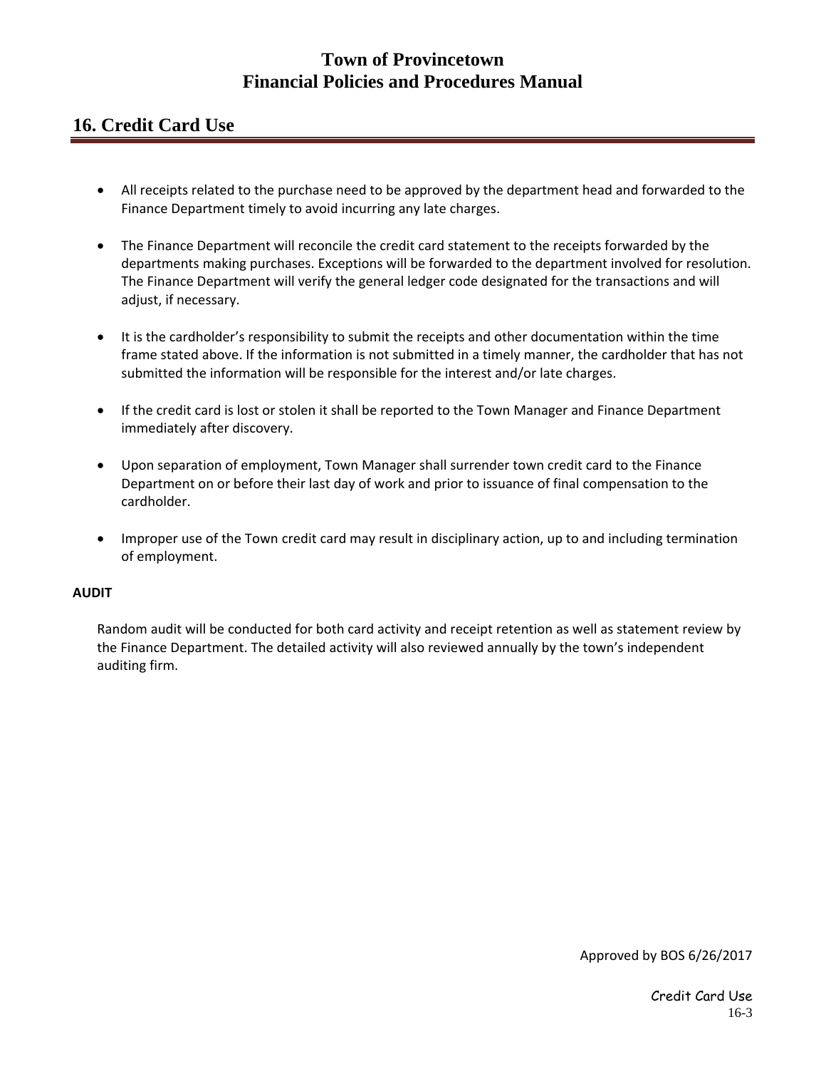## 16. Credit Card Use

- All receipts related to the purchase need to be approved by the department head and forwarded to the Finance Department timely to avoid incurring any late charges.

- The Finance Department will reconcile the credit card statement to the receipts forwarded by the departments making purchases. Exceptions will be forwarded to the department involved for resolution. The Finance Department will verify the general ledger code designated for the transactions and will adjust, if necessary.

- It is the cardholder's responsibility to submit the receipts and other documentation within the time frame stated above. If the information is not submitted in a timely manner, the cardholder that has not submitted the information will be responsible for the interest and/or late charges.

- If the credit card is lost or stolen it shall be reported to the Town Manager and Finance Department immediately after discovery.

- Upon separation of employment, Town Manager shall surrender town credit card to the Finance Department on or before their last day of work and prior to issuance of final compensation to the cardholder.

- Improper use of the Town credit card may result in disciplinary action, up to and including termination of employment.

**AUDIT**

Random audit will be conducted for both card activity and receipt retention as well as statement review by the Finance Department. The detailed activity will also reviewed annually by the town's independent auditing firm.

Approved by BOS 6/26/2017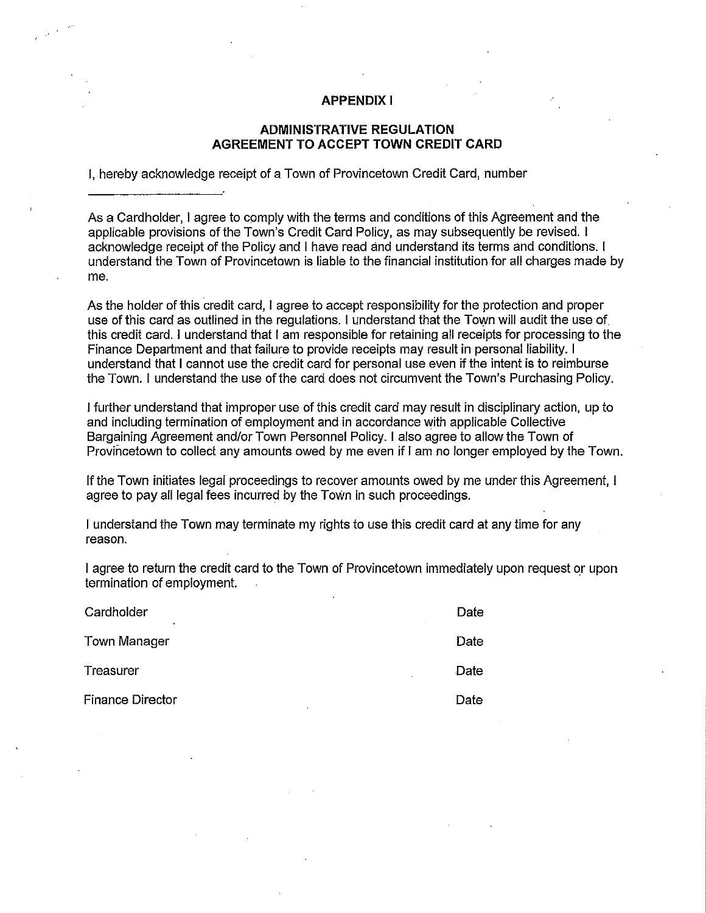## APPENDIX I

### ADMINISTRATIVE REGULATION
### AGREEMENT TO ACCEPT TOWN CREDIT CARD

I, hereby acknowledge receipt of a Town of Provincetown Credit Card, number ____________________.

As a Cardholder, I agree to comply with the terms and conditions of this Agreement and the applicable provisions of the Town's Credit Card Policy, as may subsequently be revised. I acknowledge receipt of the Policy and I have read and understand its terms and conditions. I understand the Town of Provincetown is liable to the financial institution for all charges made by me.

As the holder of this credit card, I agree to accept responsibility for the protection and proper use of this card as outlined in the regulations. I understand that the Town will audit the use of this credit card. I understand that I am responsible for retaining all receipts for processing to the Finance Department and that failure to provide receipts may result in personal liability. I understand that I cannot use the credit card for personal use even if the intent is to reimburse the Town. I understand the use of the card does not circumvent the Town's Purchasing Policy.

I further understand that improper use of this credit card may result in disciplinary action, up to and including termination of employment and in accordance with applicable Collective Bargaining Agreement and/or Town Personnel Policy. I also agree to allow the Town of Provincetown to collect any amounts owed by me even if I am no longer employed by the Town.

If the Town initiates legal proceedings to recover amounts owed by me under this Agreement, I agree to pay all legal fees incurred by the Town in such proceedings.

I understand the Town may terminate my rights to use this credit card at any time for any reason.

I agree to return the credit card to the Town of Provincetown immediately upon request or upon termination of employment.

| | |
|---|---|
| Cardholder | Date |
| Town Manager | Date |
| Treasurer | Date |
| Finance Director | Date |